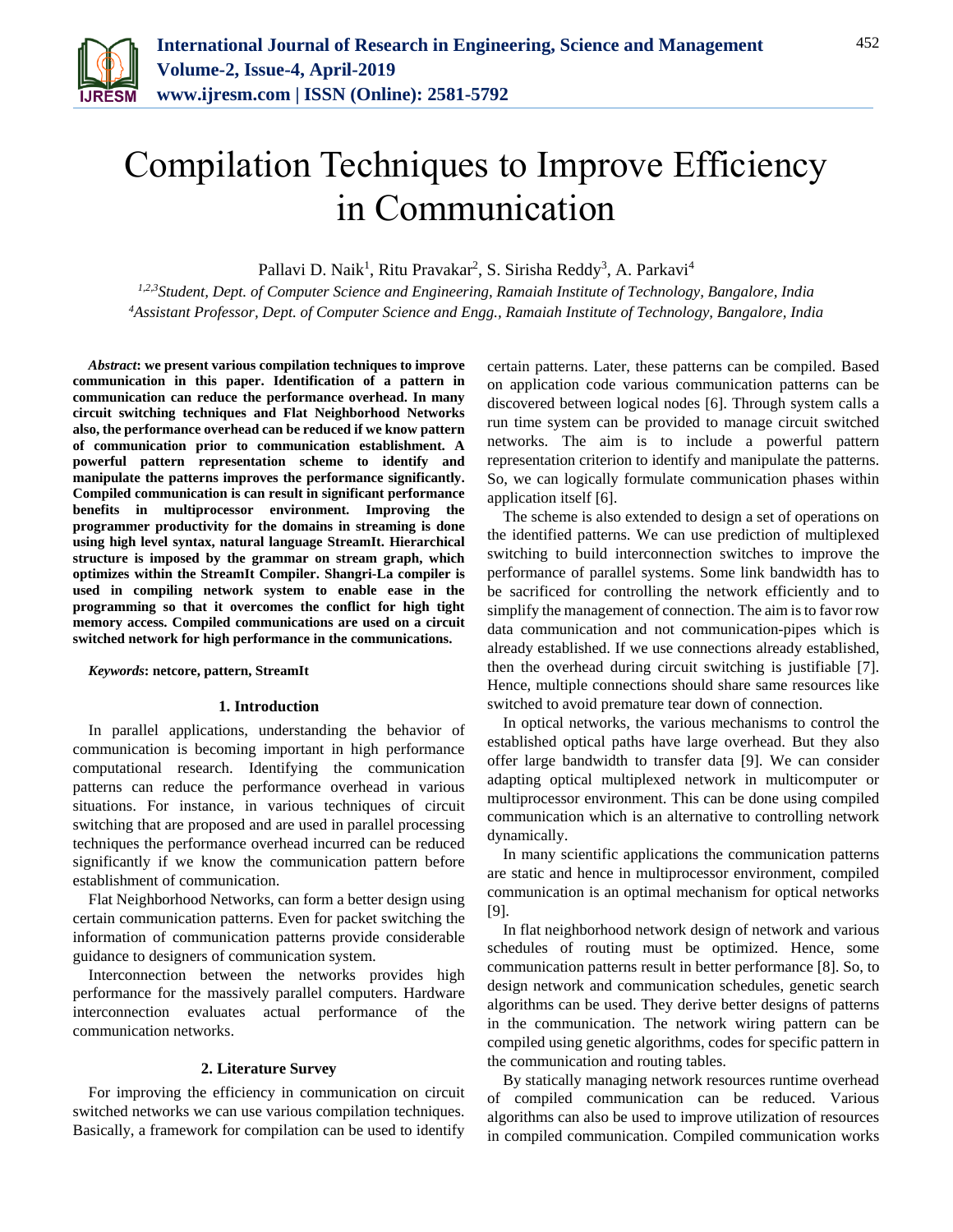# Compilation Techniques to Improve Efficiency in Communication

Pallavi D. Naik[1], Ritu Pravakar[2], S. Sirisha Reddy[3], A. Parkavi[4]

[1,2,3]*Student, Dept. of Computer Science and Engineering, Ramaiah Institute of Technology, Bangalore, India*
[4]*Assistant Professor, Dept. of Computer Science and Engg., Ramaiah Institute of Technology, Bangalore, India*

***Abstract*: we present various compilation techniques to improve communication in this paper. Identification of a pattern in communication can reduce the performance overhead. In many circuit switching techniques and Flat Neighborhood Networks also, the performance overhead can be reduced if we know pattern of communication prior to communication establishment. A powerful pattern representation scheme to identify and manipulate the patterns improves the performance significantly. Compiled communication is can result in significant performance benefits in multiprocessor environment. Improving the programmer productivity for the domains in streaming is done using high level syntax, natural language StreamIt. Hierarchical structure is imposed by the grammar on stream graph, which optimizes within the StreamIt Compiler. Shangri-La compiler is used in compiling network system to enable ease in the programming so that it overcomes the conflict for high tight memory access. Compiled communications are used on a circuit switched network for high performance in the communications.**

***Keywords*: netcore, pattern, StreamIt**

## 1. Introduction

In parallel applications, understanding the behavior of communication is becoming important in high performance computational research. Identifying the communication patterns can reduce the performance overhead in various situations. For instance, in various techniques of circuit switching that are proposed and are used in parallel processing techniques the performance overhead incurred can be reduced significantly if we know the communication pattern before establishment of communication.

Flat Neighborhood Networks, can form a better design using certain communication patterns. Even for packet switching the information of communication patterns provide considerable guidance to designers of communication system.

Interconnection between the networks provides high performance for the massively parallel computers. Hardware interconnection evaluates actual performance of the communication networks.

## 2. Literature Survey

For improving the efficiency in communication on circuit switched networks we can use various compilation techniques. Basically, a framework for compilation can be used to identify certain patterns. Later, these patterns can be compiled. Based on application code various communication patterns can be discovered between logical nodes [6]. Through system calls a run time system can be provided to manage circuit switched networks. The aim is to include a powerful pattern representation criterion to identify and manipulate the patterns. So, we can logically formulate communication phases within application itself [6].

The scheme is also extended to design a set of operations on the identified patterns. We can use prediction of multiplexed switching to build interconnection switches to improve the performance of parallel systems. Some link bandwidth has to be sacrificed for controlling the network efficiently and to simplify the management of connection. The aim is to favor row data communication and not communication-pipes which is already established. If we use connections already established, then the overhead during circuit switching is justifiable [7]. Hence, multiple connections should share same resources like switched to avoid premature tear down of connection.

In optical networks, the various mechanisms to control the established optical paths have large overhead. But they also offer large bandwidth to transfer data [9]. We can consider adapting optical multiplexed network in multicomputer or multiprocessor environment. This can be done using compiled communication which is an alternative to controlling network dynamically.

In many scientific applications the communication patterns are static and hence in multiprocessor environment, compiled communication is an optimal mechanism for optical networks [9].

In flat neighborhood network design of network and various schedules of routing must be optimized. Hence, some communication patterns result in better performance [8]. So, to design network and communication schedules, genetic search algorithms can be used. They derive better designs of patterns in the communication. The network wiring pattern can be compiled using genetic algorithms, codes for specific pattern in the communication and routing tables.

By statically managing network resources runtime overhead of compiled communication can be reduced. Various algorithms can also be used to improve utilization of resources in compiled communication. Compiled communication works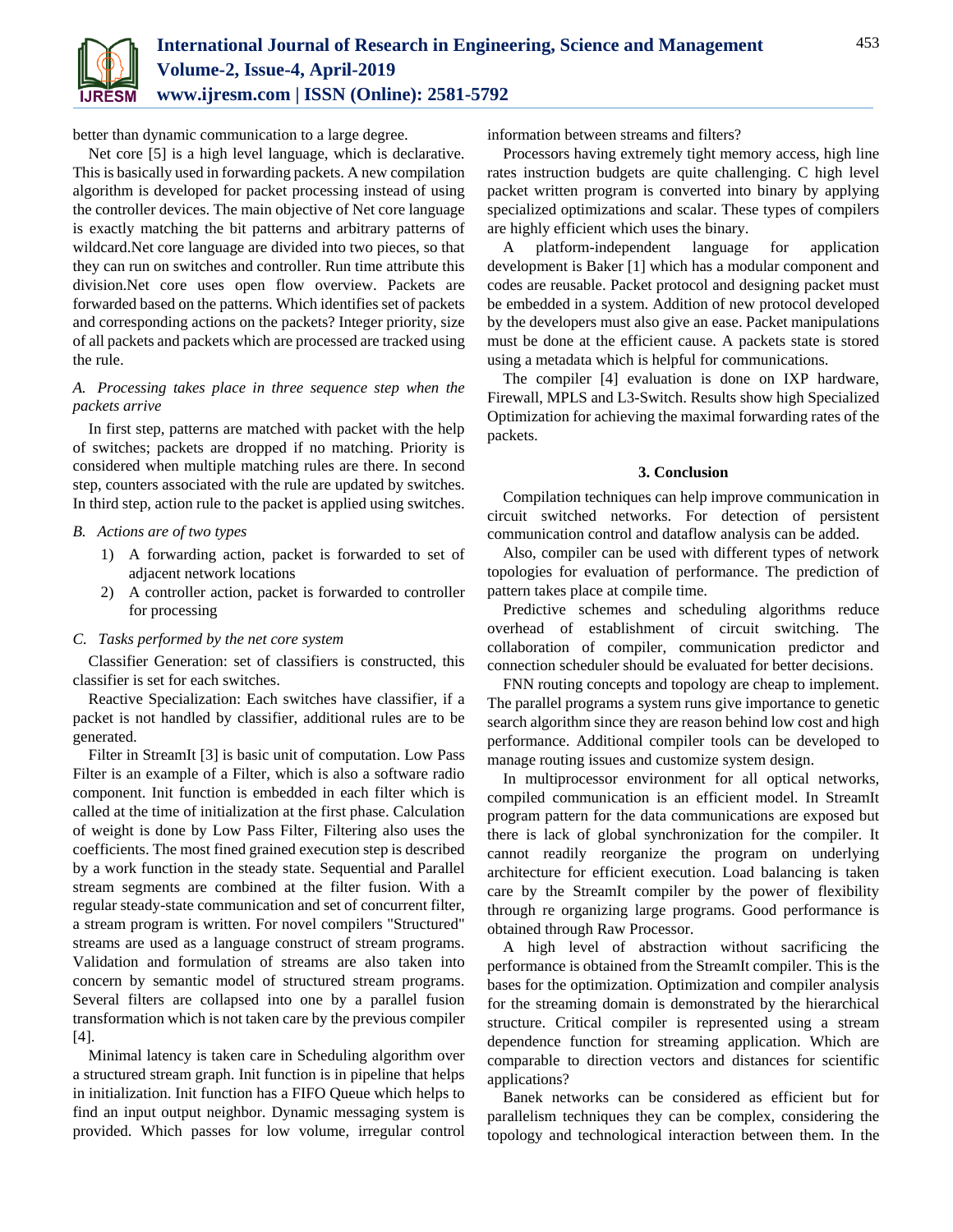better than dynamic communication to a large degree.

Net core [5] is a high level language, which is declarative. This is basically used in forwarding packets. A new compilation algorithm is developed for packet processing instead of using the controller devices. The main objective of Net core language is exactly matching the bit patterns and arbitrary patterns of wildcard.Net core language are divided into two pieces, so that they can run on switches and controller. Run time attribute this division.Net core uses open flow overview. Packets are forwarded based on the patterns. Which identifies set of packets and corresponding actions on the packets? Integer priority, size of all packets and packets which are processed are tracked using the rule.

*A. Processing takes place in three sequence step when the packets arrive*

In first step, patterns are matched with packet with the help of switches; packets are dropped if no matching. Priority is considered when multiple matching rules are there. In second step, counters associated with the rule are updated by switches. In third step, action rule to the packet is applied using switches.

*B. Actions are of two types*

1) A forwarding action, packet is forwarded to set of adjacent network locations
2) A controller action, packet is forwarded to controller for processing

*C. Tasks performed by the net core system*

Classifier Generation: set of classifiers is constructed, this classifier is set for each switches.

Reactive Specialization: Each switches have classifier, if a packet is not handled by classifier, additional rules are to be generated.

Filter in StreamIt [3] is basic unit of computation. Low Pass Filter is an example of a Filter, which is also a software radio component. Init function is embedded in each filter which is called at the time of initialization at the first phase. Calculation of weight is done by Low Pass Filter, Filtering also uses the coefficients. The most fined grained execution step is described by a work function in the steady state. Sequential and Parallel stream segments are combined at the filter fusion. With a regular steady-state communication and set of concurrent filter, a stream program is written. For novel compilers "Structured" streams are used as a language construct of stream programs. Validation and formulation of streams are also taken into concern by semantic model of structured stream programs. Several filters are collapsed into one by a parallel fusion transformation which is not taken care by the previous compiler [4].

Minimal latency is taken care in Scheduling algorithm over a structured stream graph. Init function is in pipeline that helps in initialization. Init function has a FIFO Queue which helps to find an input output neighbor. Dynamic messaging system is provided. Which passes for low volume, irregular control information between streams and filters?

Processors having extremely tight memory access, high line rates instruction budgets are quite challenging. C high level packet written program is converted into binary by applying specialized optimizations and scalar. These types of compilers are highly efficient which uses the binary.

A platform-independent language for application development is Baker [1] which has a modular component and codes are reusable. Packet protocol and designing packet must be embedded in a system. Addition of new protocol developed by the developers must also give an ease. Packet manipulations must be done at the efficient cause. A packets state is stored using a metadata which is helpful for communications.

The compiler [4] evaluation is done on IXP hardware, Firewall, MPLS and L3-Switch. Results show high Specialized Optimization for achieving the maximal forwarding rates of the packets.

## 3. Conclusion

Compilation techniques can help improve communication in circuit switched networks. For detection of persistent communication control and dataflow analysis can be added.

Also, compiler can be used with different types of network topologies for evaluation of performance. The prediction of pattern takes place at compile time.

Predictive schemes and scheduling algorithms reduce overhead of establishment of circuit switching. The collaboration of compiler, communication predictor and connection scheduler should be evaluated for better decisions.

FNN routing concepts and topology are cheap to implement. The parallel programs a system runs give importance to genetic search algorithm since they are reason behind low cost and high performance. Additional compiler tools can be developed to manage routing issues and customize system design.

In multiprocessor environment for all optical networks, compiled communication is an efficient model. In StreamIt program pattern for the data communications are exposed but there is lack of global synchronization for the compiler. It cannot readily reorganize the program on underlying architecture for efficient execution. Load balancing is taken care by the StreamIt compiler by the power of flexibility through re organizing large programs. Good performance is obtained through Raw Processor.

A high level of abstraction without sacrificing the performance is obtained from the StreamIt compiler. This is the bases for the optimization. Optimization and compiler analysis for the streaming domain is demonstrated by the hierarchical structure. Critical compiler is represented using a stream dependence function for streaming application. Which are comparable to direction vectors and distances for scientific applications?

Banek networks can be considered as efficient but for parallelism techniques they can be complex, considering the topology and technological interaction between them. In the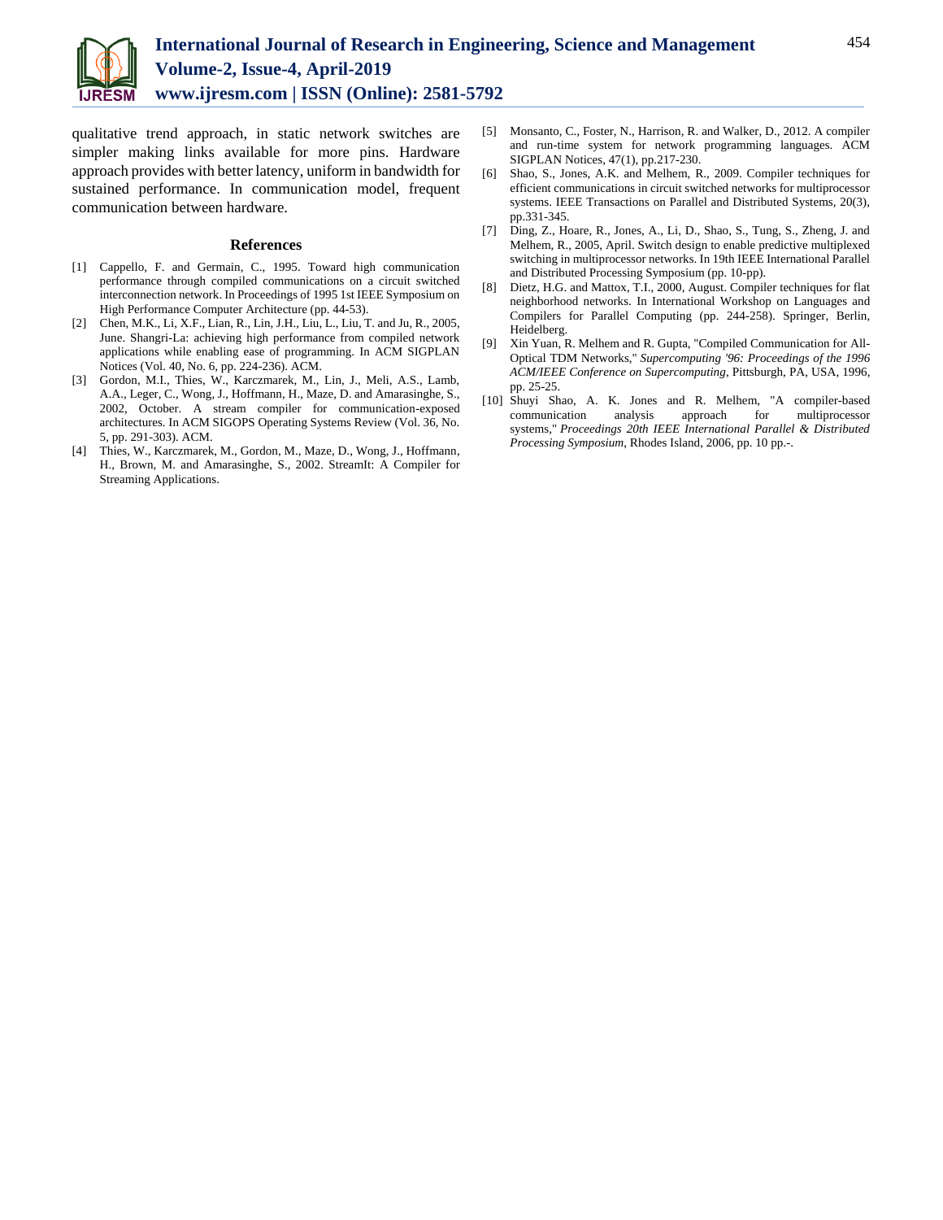qualitative trend approach, in static network switches are simpler making links available for more pins. Hardware approach provides with better latency, uniform in bandwidth for sustained performance. In communication model, frequent communication between hardware.

## References

1. [1] Cappello, F. and Germain, C., 1995. Toward high communication performance through compiled communications on a circuit switched interconnection network. In Proceedings of 1995 1st IEEE Symposium on High Performance Computer Architecture (pp. 44-53).
2. [2] Chen, M.K., Li, X.F., Lian, R., Lin, J.H., Liu, L., Liu, T. and Ju, R., 2005, June. Shangri-La: achieving high performance from compiled network applications while enabling ease of programming. In ACM SIGPLAN Notices (Vol. 40, No. 6, pp. 224-236). ACM.
3. [3] Gordon, M.I., Thies, W., Karczmarek, M., Lin, J., Meli, A.S., Lamb, A.A., Leger, C., Wong, J., Hoffmann, H., Maze, D. and Amarasinghe, S., 2002, October. A stream compiler for communication-exposed architectures. In ACM SIGOPS Operating Systems Review (Vol. 36, No. 5, pp. 291-303). ACM.
4. [4] Thies, W., Karczmarek, M., Gordon, M., Maze, D., Wong, J., Hoffmann, H., Brown, M. and Amarasinghe, S., 2002. StreamIt: A Compiler for Streaming Applications.
5. [5] Monsanto, C., Foster, N., Harrison, R. and Walker, D., 2012. A compiler and run-time system for network programming languages. ACM SIGPLAN Notices, 47(1), pp.217-230.
6. [6] Shao, S., Jones, A.K. and Melhem, R., 2009. Compiler techniques for efficient communications in circuit switched networks for multiprocessor systems. IEEE Transactions on Parallel and Distributed Systems, 20(3), pp.331-345.
7. [7] Ding, Z., Hoare, R., Jones, A., Li, D., Shao, S., Tung, S., Zheng, J. and Melhem, R., 2005, April. Switch design to enable predictive multiplexed switching in multiprocessor networks. In 19th IEEE International Parallel and Distributed Processing Symposium (pp. 10-pp).
8. [8] Dietz, H.G. and Mattox, T.I., 2000, August. Compiler techniques for flat neighborhood networks. In International Workshop on Languages and Compilers for Parallel Computing (pp. 244-258). Springer, Berlin, Heidelberg.
9. [9] Xin Yuan, R. Melhem and R. Gupta, "Compiled Communication for All-Optical TDM Networks," *Supercomputing '96: Proceedings of the 1996 ACM/IEEE Conference on Supercomputing*, Pittsburgh, PA, USA, 1996, pp. 25-25.
10. [10] Shuyi Shao, A. K. Jones and R. Melhem, "A compiler-based communication analysis approach for multiprocessor systems," *Proceedings 20th IEEE International Parallel & Distributed Processing Symposium*, Rhodes Island, 2006, pp. 10 pp.-.